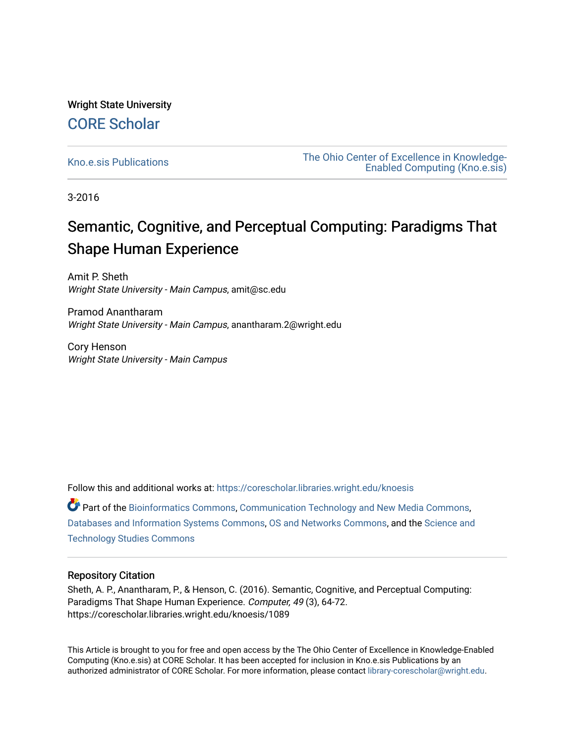Wright State University

CORE Scholar

Kno.e.sis Publications

The Ohio Center of Excellence in Knowledge-Enabled Computing (Kno.e.sis)

3-2016

# Semantic, Cognitive, and Perceptual Computing: Paradigms That Shape Human Experience

Amit P. Sheth
*Wright State University - Main Campus*, amit@sc.edu

Pramod Anantharam
*Wright State University - Main Campus*, anantharam.2@wright.edu

Cory Henson
*Wright State University - Main Campus*

Follow this and additional works at: https://corescholar.libraries.wright.edu/knoesis

Part of the Bioinformatics Commons, Communication Technology and New Media Commons, Databases and Information Systems Commons, OS and Networks Commons, and the Science and Technology Studies Commons

## Repository Citation

Sheth, A. P., Anantharam, P., & Henson, C. (2016). Semantic, Cognitive, and Perceptual Computing: Paradigms That Shape Human Experience. *Computer, 49* (3), 64-72.
https://corescholar.libraries.wright.edu/knoesis/1089

This Article is brought to you for free and open access by the The Ohio Center of Excellence in Knowledge-Enabled Computing (Kno.e.sis) at CORE Scholar. It has been accepted for inclusion in Kno.e.sis Publications by an authorized administrator of CORE Scholar. For more information, please contact library-corescholar@wright.edu.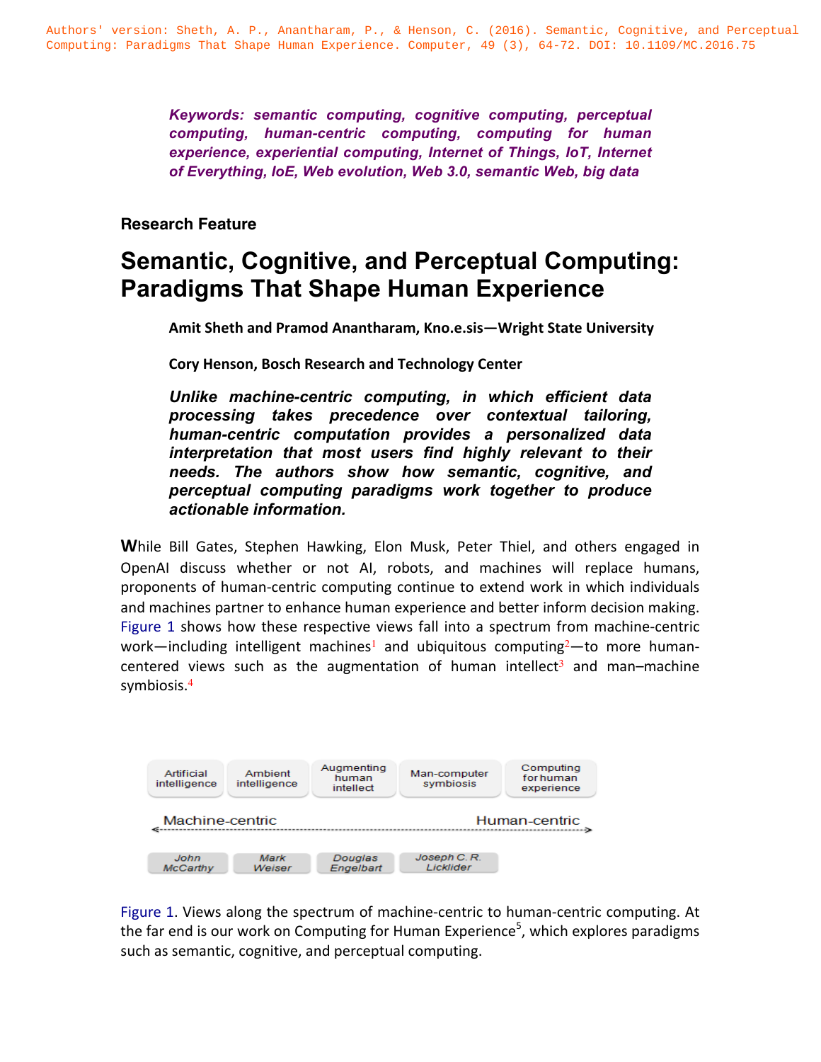Authors' version: Sheth, A. P., Anantharam, P., & Henson, C. (2016). Semantic, Cognitive, and Perceptual Computing: Paradigms That Shape Human Experience. Computer, 49 (3), 64-72. DOI: 10.1109/MC.2016.75

***Keywords: semantic computing, cognitive computing, perceptual computing, human-centric computing, computing for human experience, experiential computing, Internet of Things, IoT, Internet of Everything, IoE, Web evolution, Web 3.0, semantic Web, big data***

**Research Feature**

# Semantic, Cognitive, and Perceptual Computing: Paradigms That Shape Human Experience

**Amit Sheth and Pramod Anantharam, Kno.e.sis—Wright State University**

**Cory Henson, Bosch Research and Technology Center**

***Unlike machine-centric computing, in which efficient data processing takes precedence over contextual tailoring, human-centric computation provides a personalized data interpretation that most users find highly relevant to their needs. The authors show how semantic, cognitive, and perceptual computing paradigms work together to produce actionable information.***

While Bill Gates, Stephen Hawking, Elon Musk, Peter Thiel, and others engaged in OpenAI discuss whether or not AI, robots, and machines will replace humans, proponents of human-centric computing continue to extend work in which individuals and machines partner to enhance human experience and better inform decision making. Figure 1 shows how these respective views fall into a spectrum from machine-centric work—including intelligent machines[1] and ubiquitous computing[2]—to more human-centered views such as the augmentation of human intellect[3] and man–machine symbiosis.[4]

| Artificial intelligence | Ambient intelligence | Augmenting human intellect | Man-computer symbiosis | Computing for human experience |
|---|---|---|---|---|
| Machine-centric | | | | Human-centric |
| John McCarthy | Mark Weiser | Douglas Engelbart | Joseph C. R. Licklider | |

Figure 1. Views along the spectrum of machine-centric to human-centric computing. At the far end is our work on Computing for Human Experience[5], which explores paradigms such as semantic, cognitive, and perceptual computing.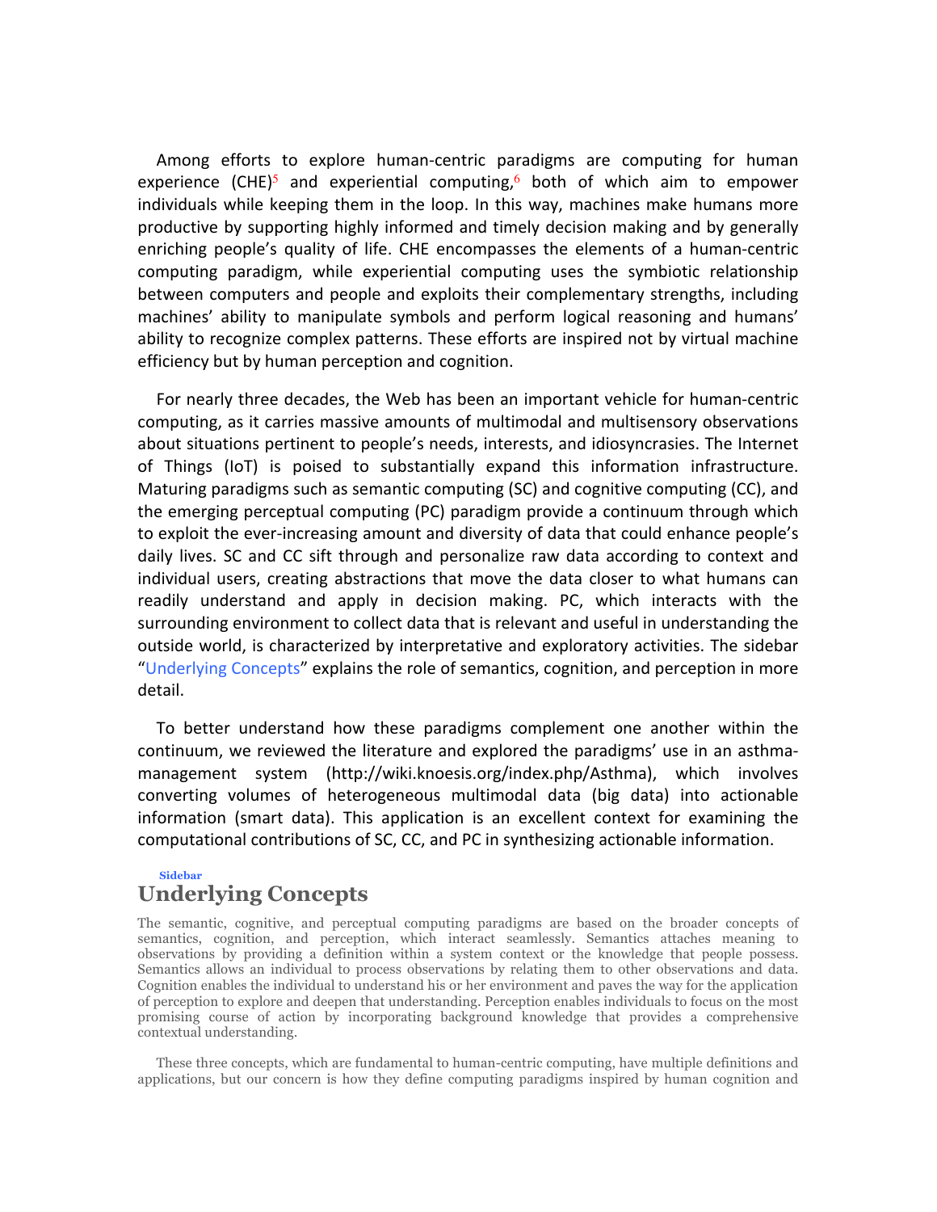Among efforts to explore human-centric paradigms are computing for human experience (CHE)[5] and experiential computing,[6] both of which aim to empower individuals while keeping them in the loop. In this way, machines make humans more productive by supporting highly informed and timely decision making and by generally enriching people's quality of life. CHE encompasses the elements of a human-centric computing paradigm, while experiential computing uses the symbiotic relationship between computers and people and exploits their complementary strengths, including machines' ability to manipulate symbols and perform logical reasoning and humans' ability to recognize complex patterns. These efforts are inspired not by virtual machine efficiency but by human perception and cognition.

For nearly three decades, the Web has been an important vehicle for human-centric computing, as it carries massive amounts of multimodal and multisensory observations about situations pertinent to people's needs, interests, and idiosyncrasies. The Internet of Things (IoT) is poised to substantially expand this information infrastructure. Maturing paradigms such as semantic computing (SC) and cognitive computing (CC), and the emerging perceptual computing (PC) paradigm provide a continuum through which to exploit the ever-increasing amount and diversity of data that could enhance people's daily lives. SC and CC sift through and personalize raw data according to context and individual users, creating abstractions that move the data closer to what humans can readily understand and apply in decision making. PC, which interacts with the surrounding environment to collect data that is relevant and useful in understanding the outside world, is characterized by interpretative and exploratory activities. The sidebar "Underlying Concepts" explains the role of semantics, cognition, and perception in more detail.

To better understand how these paradigms complement one another within the continuum, we reviewed the literature and explored the paradigms' use in an asthma-management system (http://wiki.knoesis.org/index.php/Asthma), which involves converting volumes of heterogeneous multimodal data (big data) into actionable information (smart data). This application is an excellent context for examining the computational contributions of SC, CC, and PC in synthesizing actionable information.

Sidebar

## Underlying Concepts

The semantic, cognitive, and perceptual computing paradigms are based on the broader concepts of semantics, cognition, and perception, which interact seamlessly. Semantics attaches meaning to observations by providing a definition within a system context or the knowledge that people possess. Semantics allows an individual to process observations by relating them to other observations and data. Cognition enables the individual to understand his or her environment and paves the way for the application of perception to explore and deepen that understanding. Perception enables individuals to focus on the most promising course of action by incorporating background knowledge that provides a comprehensive contextual understanding.

These three concepts, which are fundamental to human-centric computing, have multiple definitions and applications, but our concern is how they define computing paradigms inspired by human cognition and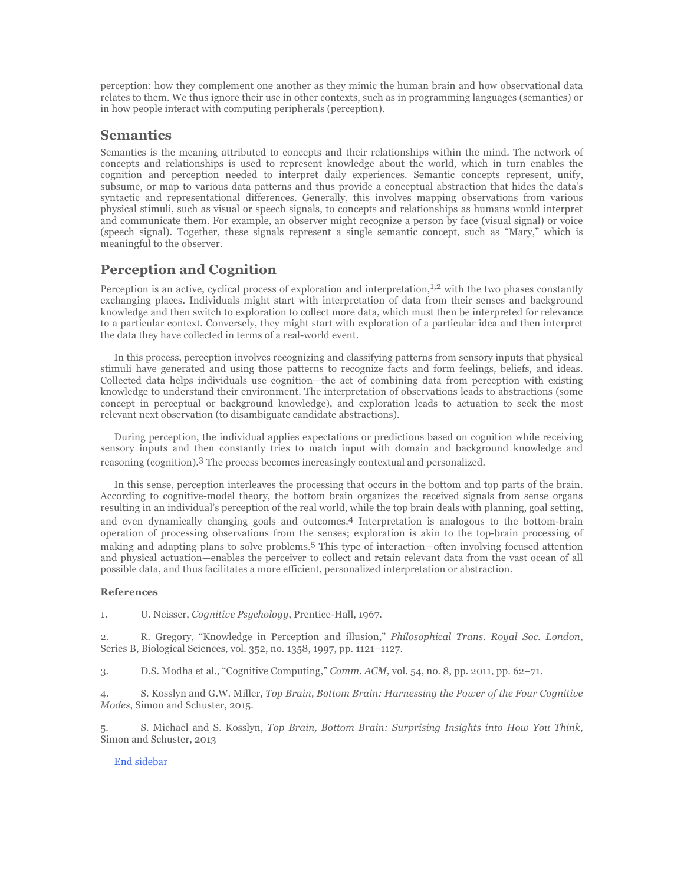perception: how they complement one another as they mimic the human brain and how observational data relates to them. We thus ignore their use in other contexts, such as in programming languages (semantics) or in how people interact with computing peripherals (perception).

## Semantics

Semantics is the meaning attributed to concepts and their relationships within the mind. The network of concepts and relationships is used to represent knowledge about the world, which in turn enables the cognition and perception needed to interpret daily experiences. Semantic concepts represent, unify, subsume, or map to various data patterns and thus provide a conceptual abstraction that hides the data's syntactic and representational differences. Generally, this involves mapping observations from various physical stimuli, such as visual or speech signals, to concepts and relationships as humans would interpret and communicate them. For example, an observer might recognize a person by face (visual signal) or voice (speech signal). Together, these signals represent a single semantic concept, such as "Mary," which is meaningful to the observer.

## Perception and Cognition

Perception is an active, cyclical process of exploration and interpretation,[1,2] with the two phases constantly exchanging places. Individuals might start with interpretation of data from their senses and background knowledge and then switch to exploration to collect more data, which must then be interpreted for relevance to a particular context. Conversely, they might start with exploration of a particular idea and then interpret the data they have collected in terms of a real-world event.

In this process, perception involves recognizing and classifying patterns from sensory inputs that physical stimuli have generated and using those patterns to recognize facts and form feelings, beliefs, and ideas. Collected data helps individuals use cognition—the act of combining data from perception with existing knowledge to understand their environment. The interpretation of observations leads to abstractions (some concept in perceptual or background knowledge), and exploration leads to actuation to seek the most relevant next observation (to disambiguate candidate abstractions).

During perception, the individual applies expectations or predictions based on cognition while receiving sensory inputs and then constantly tries to match input with domain and background knowledge and reasoning (cognition).[3] The process becomes increasingly contextual and personalized.

In this sense, perception interleaves the processing that occurs in the bottom and top parts of the brain. According to cognitive-model theory, the bottom brain organizes the received signals from sense organs resulting in an individual's perception of the real world, while the top brain deals with planning, goal setting, and even dynamically changing goals and outcomes.[4] Interpretation is analogous to the bottom-brain operation of processing observations from the senses; exploration is akin to the top-brain processing of making and adapting plans to solve problems.[5] This type of interaction—often involving focused attention and physical actuation—enables the perceiver to collect and retain relevant data from the vast ocean of all possible data, and thus facilitates a more efficient, personalized interpretation or abstraction.

**References**

1. U. Neisser, *Cognitive Psychology*, Prentice-Hall, 1967.

2. R. Gregory, "Knowledge in Perception and illusion," *Philosophical Trans. Royal Soc. London*, Series B, Biological Sciences, vol. 352, no. 1358, 1997, pp. 1121–1127.

3. D.S. Modha et al., "Cognitive Computing," *Comm. ACM*, vol. 54, no. 8, pp. 2011, pp. 62–71.

4. S. Kosslyn and G.W. Miller, *Top Brain, Bottom Brain: Harnessing the Power of the Four Cognitive Modes*, Simon and Schuster, 2015.

5. S. Michael and S. Kosslyn, *Top Brain, Bottom Brain: Surprising Insights into How You Think*, Simon and Schuster, 2013

End sidebar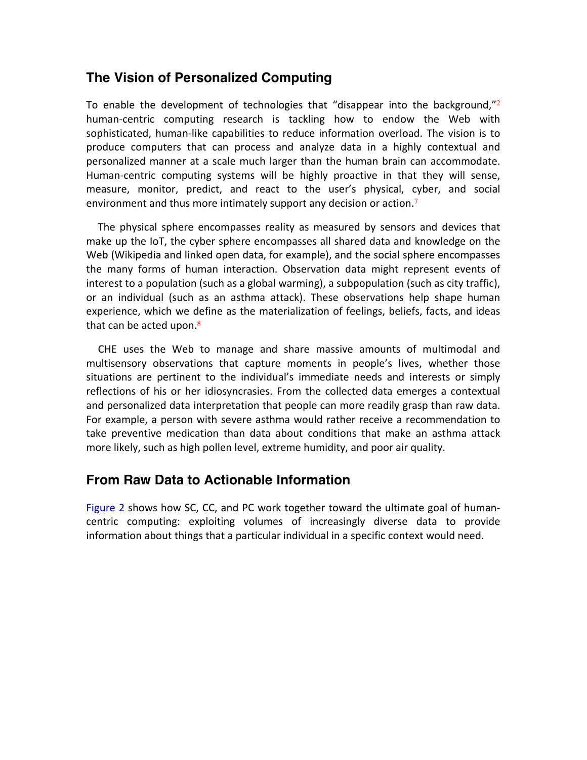## The Vision of Personalized Computing

To enable the development of technologies that "disappear into the background,"[2] human-centric computing research is tackling how to endow the Web with sophisticated, human-like capabilities to reduce information overload. The vision is to produce computers that can process and analyze data in a highly contextual and personalized manner at a scale much larger than the human brain can accommodate. Human-centric computing systems will be highly proactive in that they will sense, measure, monitor, predict, and react to the user's physical, cyber, and social environment and thus more intimately support any decision or action.[7]

The physical sphere encompasses reality as measured by sensors and devices that make up the IoT, the cyber sphere encompasses all shared data and knowledge on the Web (Wikipedia and linked open data, for example), and the social sphere encompasses the many forms of human interaction. Observation data might represent events of interest to a population (such as a global warming), a subpopulation (such as city traffic), or an individual (such as an asthma attack). These observations help shape human experience, which we define as the materialization of feelings, beliefs, facts, and ideas that can be acted upon.[8]

CHE uses the Web to manage and share massive amounts of multimodal and multisensory observations that capture moments in people's lives, whether those situations are pertinent to the individual's immediate needs and interests or simply reflections of his or her idiosyncrasies. From the collected data emerges a contextual and personalized data interpretation that people can more readily grasp than raw data. For example, a person with severe asthma would rather receive a recommendation to take preventive medication than data about conditions that make an asthma attack more likely, such as high pollen level, extreme humidity, and poor air quality.

## From Raw Data to Actionable Information

Figure 2 shows how SC, CC, and PC work together toward the ultimate goal of human-centric computing: exploiting volumes of increasingly diverse data to provide information about things that a particular individual in a specific context would need.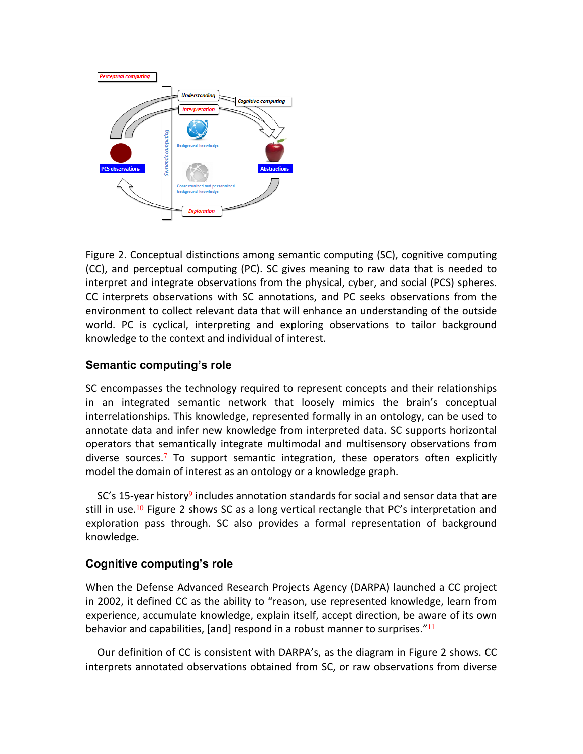Figure 2. Conceptual distinctions among semantic computing (SC), cognitive computing (CC), and perceptual computing (PC). SC gives meaning to raw data that is needed to interpret and integrate observations from the physical, cyber, and social (PCS) spheres. CC interprets observations with SC annotations, and PC seeks observations from the environment to collect relevant data that will enhance an understanding of the outside world. PC is cyclical, interpreting and exploring observations to tailor background knowledge to the context and individual of interest.

### Semantic computing's role

SC encompasses the technology required to represent concepts and their relationships in an integrated semantic network that loosely mimics the brain's conceptual interrelationships. This knowledge, represented formally in an ontology, can be used to annotate data and infer new knowledge from interpreted data. SC supports horizontal operators that semantically integrate multimodal and multisensory observations from diverse sources.[7] To support semantic integration, these operators often explicitly model the domain of interest as an ontology or a knowledge graph.

SC's 15-year history[9] includes annotation standards for social and sensor data that are still in use.[10] Figure 2 shows SC as a long vertical rectangle that PC's interpretation and exploration pass through. SC also provides a formal representation of background knowledge.

### Cognitive computing's role

When the Defense Advanced Research Projects Agency (DARPA) launched a CC project in 2002, it defined CC as the ability to "reason, use represented knowledge, learn from experience, accumulate knowledge, explain itself, accept direction, be aware of its own behavior and capabilities, [and] respond in a robust manner to surprises."[11]

Our definition of CC is consistent with DARPA's, as the diagram in Figure 2 shows. CC interprets annotated observations obtained from SC, or raw observations from diverse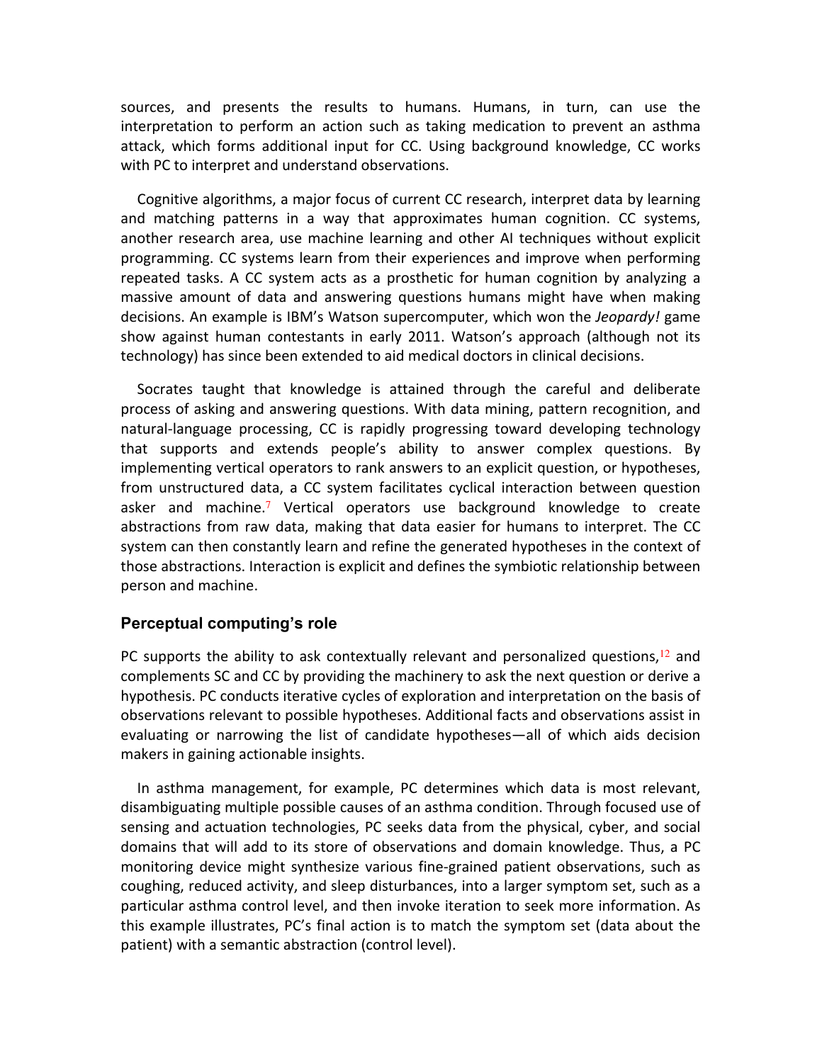sources, and presents the results to humans. Humans, in turn, can use the interpretation to perform an action such as taking medication to prevent an asthma attack, which forms additional input for CC. Using background knowledge, CC works with PC to interpret and understand observations.

Cognitive algorithms, a major focus of current CC research, interpret data by learning and matching patterns in a way that approximates human cognition. CC systems, another research area, use machine learning and other AI techniques without explicit programming. CC systems learn from their experiences and improve when performing repeated tasks. A CC system acts as a prosthetic for human cognition by analyzing a massive amount of data and answering questions humans might have when making decisions. An example is IBM's Watson supercomputer, which won the *Jeopardy!* game show against human contestants in early 2011. Watson's approach (although not its technology) has since been extended to aid medical doctors in clinical decisions.

Socrates taught that knowledge is attained through the careful and deliberate process of asking and answering questions. With data mining, pattern recognition, and natural-language processing, CC is rapidly progressing toward developing technology that supports and extends people's ability to answer complex questions. By implementing vertical operators to rank answers to an explicit question, or hypotheses, from unstructured data, a CC system facilitates cyclical interaction between question asker and machine.[7] Vertical operators use background knowledge to create abstractions from raw data, making that data easier for humans to interpret. The CC system can then constantly learn and refine the generated hypotheses in the context of those abstractions. Interaction is explicit and defines the symbiotic relationship between person and machine.

## Perceptual computing's role

PC supports the ability to ask contextually relevant and personalized questions,[12] and complements SC and CC by providing the machinery to ask the next question or derive a hypothesis. PC conducts iterative cycles of exploration and interpretation on the basis of observations relevant to possible hypotheses. Additional facts and observations assist in evaluating or narrowing the list of candidate hypotheses—all of which aids decision makers in gaining actionable insights.

In asthma management, for example, PC determines which data is most relevant, disambiguating multiple possible causes of an asthma condition. Through focused use of sensing and actuation technologies, PC seeks data from the physical, cyber, and social domains that will add to its store of observations and domain knowledge. Thus, a PC monitoring device might synthesize various fine-grained patient observations, such as coughing, reduced activity, and sleep disturbances, into a larger symptom set, such as a particular asthma control level, and then invoke iteration to seek more information. As this example illustrates, PC's final action is to match the symptom set (data about the patient) with a semantic abstraction (control level).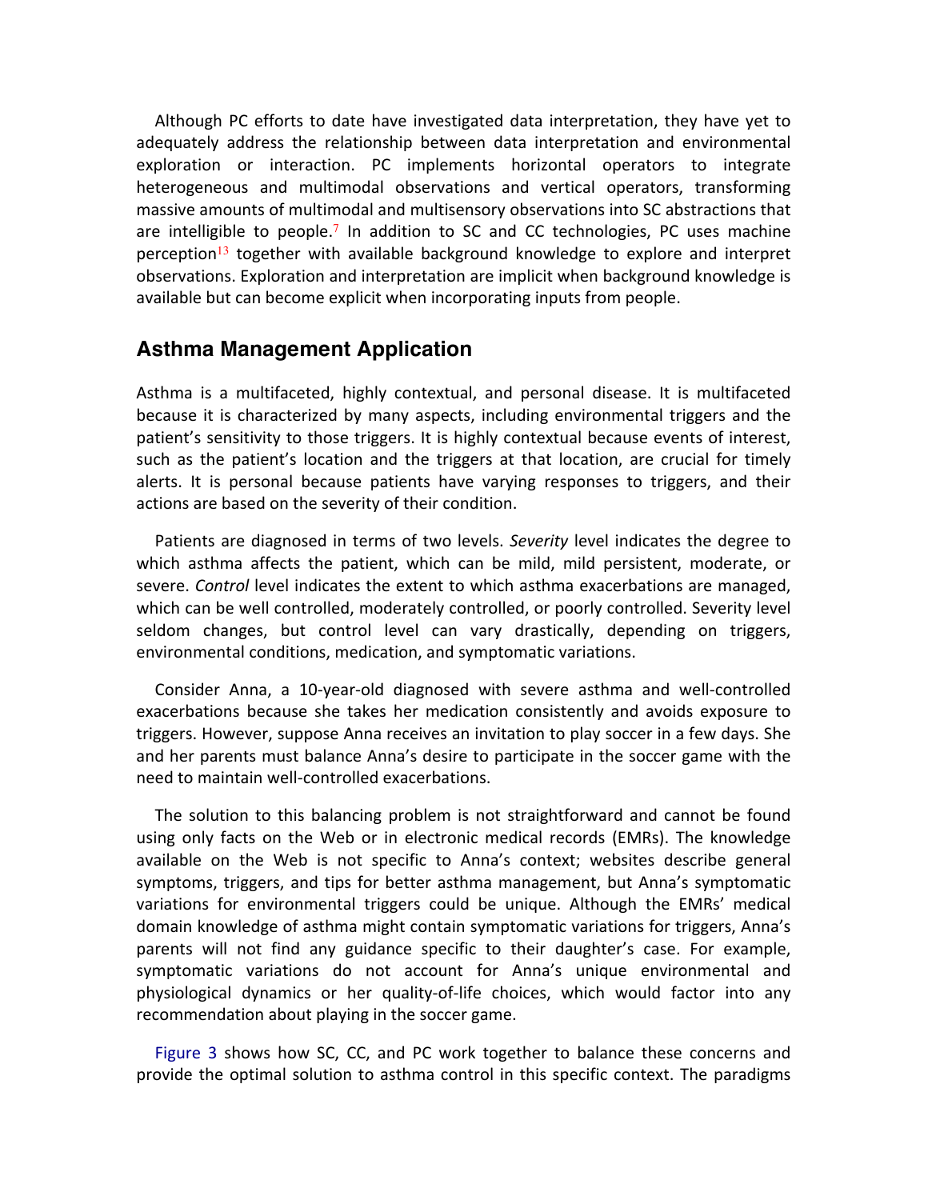Although PC efforts to date have investigated data interpretation, they have yet to adequately address the relationship between data interpretation and environmental exploration or interaction. PC implements horizontal operators to integrate heterogeneous and multimodal observations and vertical operators, transforming massive amounts of multimodal and multisensory observations into SC abstractions that are intelligible to people.[7] In addition to SC and CC technologies, PC uses machine perception[13] together with available background knowledge to explore and interpret observations. Exploration and interpretation are implicit when background knowledge is available but can become explicit when incorporating inputs from people.

## Asthma Management Application

Asthma is a multifaceted, highly contextual, and personal disease. It is multifaceted because it is characterized by many aspects, including environmental triggers and the patient's sensitivity to those triggers. It is highly contextual because events of interest, such as the patient's location and the triggers at that location, are crucial for timely alerts. It is personal because patients have varying responses to triggers, and their actions are based on the severity of their condition.

Patients are diagnosed in terms of two levels. *Severity* level indicates the degree to which asthma affects the patient, which can be mild, mild persistent, moderate, or severe. *Control* level indicates the extent to which asthma exacerbations are managed, which can be well controlled, moderately controlled, or poorly controlled. Severity level seldom changes, but control level can vary drastically, depending on triggers, environmental conditions, medication, and symptomatic variations.

Consider Anna, a 10-year-old diagnosed with severe asthma and well-controlled exacerbations because she takes her medication consistently and avoids exposure to triggers. However, suppose Anna receives an invitation to play soccer in a few days. She and her parents must balance Anna's desire to participate in the soccer game with the need to maintain well-controlled exacerbations.

The solution to this balancing problem is not straightforward and cannot be found using only facts on the Web or in electronic medical records (EMRs). The knowledge available on the Web is not specific to Anna's context; websites describe general symptoms, triggers, and tips for better asthma management, but Anna's symptomatic variations for environmental triggers could be unique. Although the EMRs' medical domain knowledge of asthma might contain symptomatic variations for triggers, Anna's parents will not find any guidance specific to their daughter's case. For example, symptomatic variations do not account for Anna's unique environmental and physiological dynamics or her quality-of-life choices, which would factor into any recommendation about playing in the soccer game.

Figure 3 shows how SC, CC, and PC work together to balance these concerns and provide the optimal solution to asthma control in this specific context. The paradigms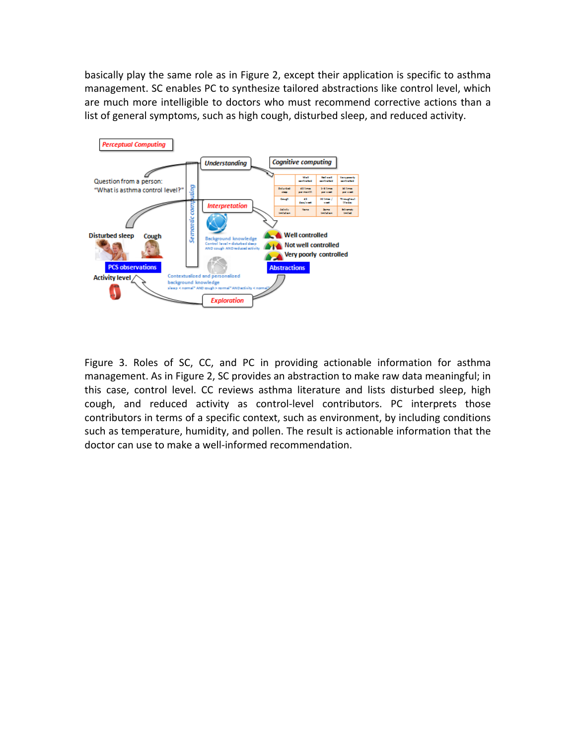basically play the same role as in Figure 2, except their application is specific to asthma management. SC enables PC to synthesize tailored abstractions like control level, which are much more intelligible to doctors who must recommend corrective actions than a list of general symptoms, such as high cough, disturbed sleep, and reduced activity.

Figure 3. Roles of SC, CC, and PC in providing actionable information for asthma management. As in Figure 2, SC provides an abstraction to make raw data meaningful; in this case, control level. CC reviews asthma literature and lists disturbed sleep, high cough, and reduced activity as control-level contributors. PC interprets those contributors in terms of a specific context, such as environment, by including conditions such as temperature, humidity, and pollen. The result is actionable information that the doctor can use to make a well-informed recommendation.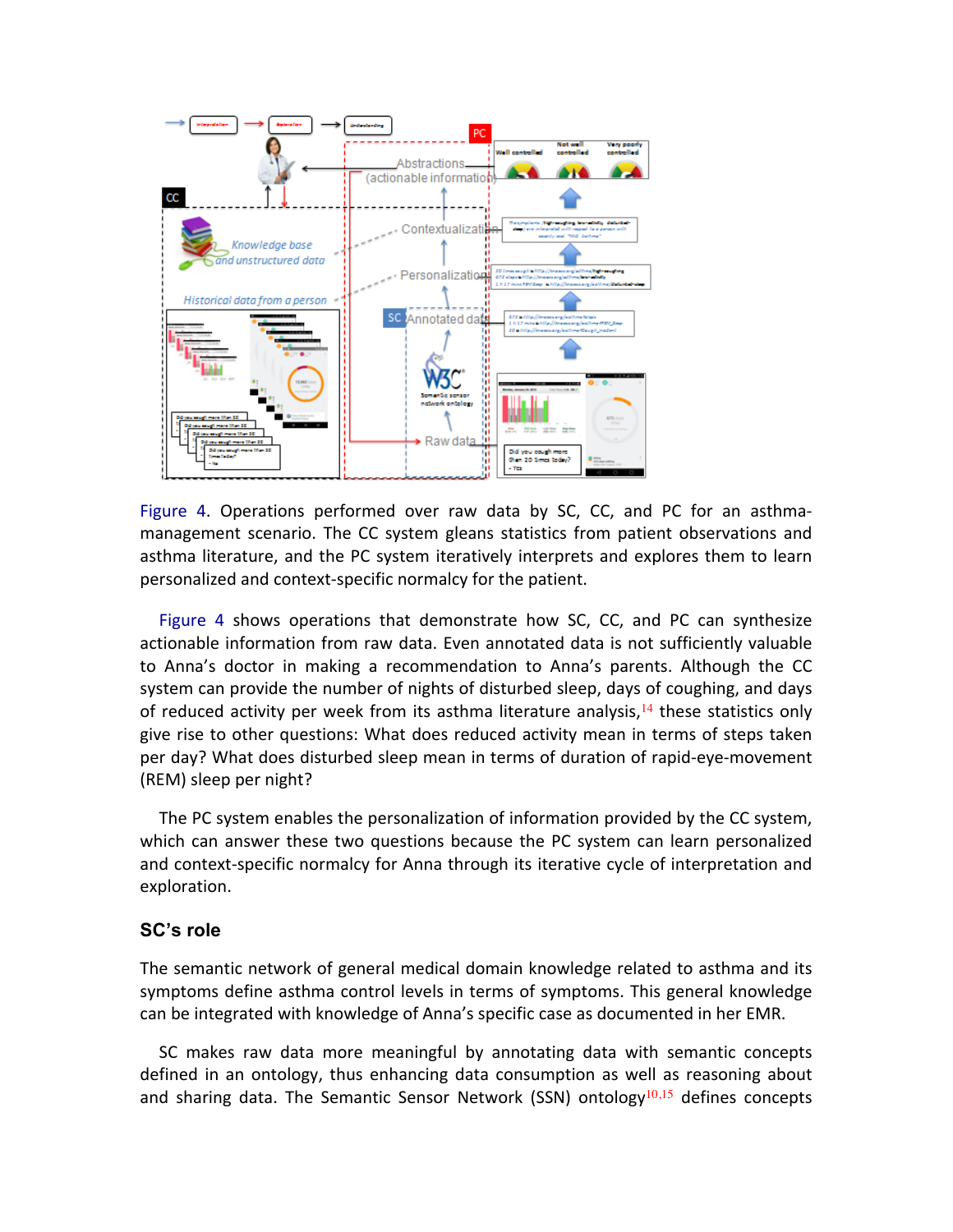Figure 4. Operations performed over raw data by SC, CC, and PC for an asthma-management scenario. The CC system gleans statistics from patient observations and asthma literature, and the PC system iteratively interprets and explores them to learn personalized and context-specific normalcy for the patient.

Figure 4 shows operations that demonstrate how SC, CC, and PC can synthesize actionable information from raw data. Even annotated data is not sufficiently valuable to Anna's doctor in making a recommendation to Anna's parents. Although the CC system can provide the number of nights of disturbed sleep, days of coughing, and days of reduced activity per week from its asthma literature analysis,[14] these statistics only give rise to other questions: What does reduced activity mean in terms of steps taken per day? What does disturbed sleep mean in terms of duration of rapid-eye-movement (REM) sleep per night?

The PC system enables the personalization of information provided by the CC system, which can answer these two questions because the PC system can learn personalized and context-specific normalcy for Anna through its iterative cycle of interpretation and exploration.

### SC's role

The semantic network of general medical domain knowledge related to asthma and its symptoms define asthma control levels in terms of symptoms. This general knowledge can be integrated with knowledge of Anna's specific case as documented in her EMR.

SC makes raw data more meaningful by annotating data with semantic concepts defined in an ontology, thus enhancing data consumption as well as reasoning about and sharing data. The Semantic Sensor Network (SSN) ontology[10,15] defines concepts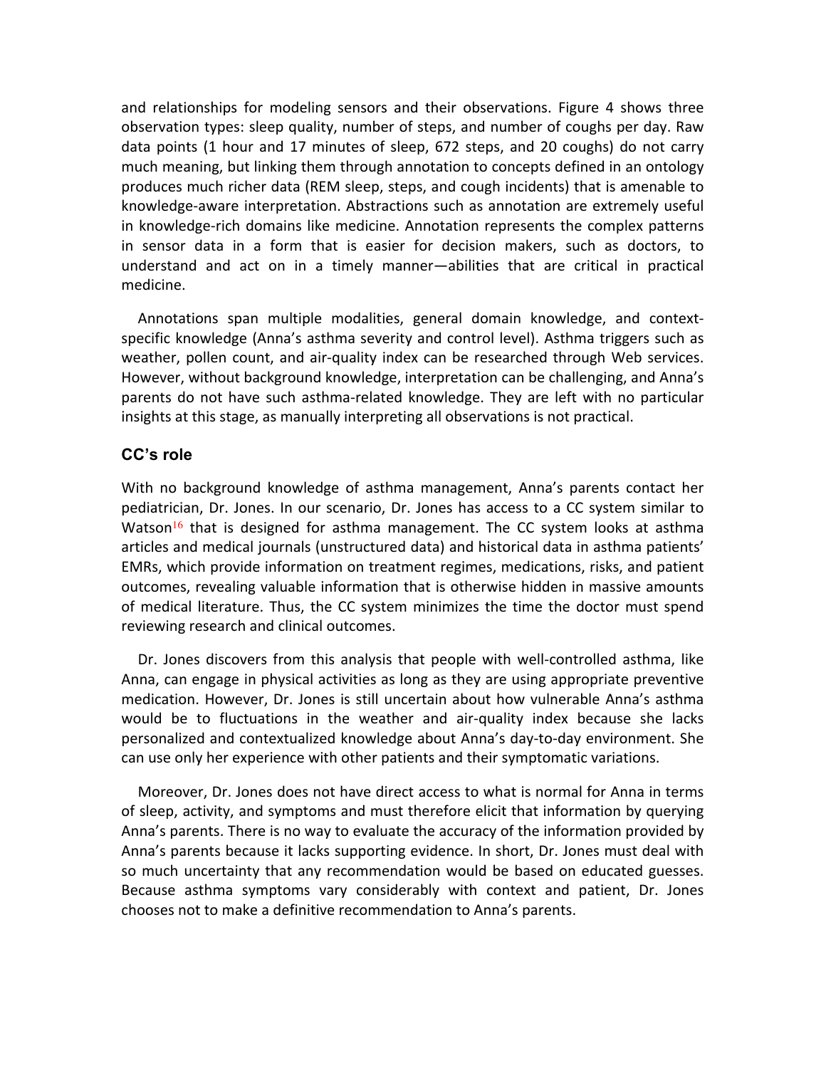and relationships for modeling sensors and their observations. Figure 4 shows three observation types: sleep quality, number of steps, and number of coughs per day. Raw data points (1 hour and 17 minutes of sleep, 672 steps, and 20 coughs) do not carry much meaning, but linking them through annotation to concepts defined in an ontology produces much richer data (REM sleep, steps, and cough incidents) that is amenable to knowledge-aware interpretation. Abstractions such as annotation are extremely useful in knowledge-rich domains like medicine. Annotation represents the complex patterns in sensor data in a form that is easier for decision makers, such as doctors, to understand and act on in a timely manner—abilities that are critical in practical medicine.

Annotations span multiple modalities, general domain knowledge, and context-specific knowledge (Anna's asthma severity and control level). Asthma triggers such as weather, pollen count, and air-quality index can be researched through Web services. However, without background knowledge, interpretation can be challenging, and Anna's parents do not have such asthma-related knowledge. They are left with no particular insights at this stage, as manually interpreting all observations is not practical.

### CC's role

With no background knowledge of asthma management, Anna's parents contact her pediatrician, Dr. Jones. In our scenario, Dr. Jones has access to a CC system similar to Watson[16] that is designed for asthma management. The CC system looks at asthma articles and medical journals (unstructured data) and historical data in asthma patients' EMRs, which provide information on treatment regimes, medications, risks, and patient outcomes, revealing valuable information that is otherwise hidden in massive amounts of medical literature. Thus, the CC system minimizes the time the doctor must spend reviewing research and clinical outcomes.

Dr. Jones discovers from this analysis that people with well-controlled asthma, like Anna, can engage in physical activities as long as they are using appropriate preventive medication. However, Dr. Jones is still uncertain about how vulnerable Anna's asthma would be to fluctuations in the weather and air-quality index because she lacks personalized and contextualized knowledge about Anna's day-to-day environment. She can use only her experience with other patients and their symptomatic variations.

Moreover, Dr. Jones does not have direct access to what is normal for Anna in terms of sleep, activity, and symptoms and must therefore elicit that information by querying Anna's parents. There is no way to evaluate the accuracy of the information provided by Anna's parents because it lacks supporting evidence. In short, Dr. Jones must deal with so much uncertainty that any recommendation would be based on educated guesses. Because asthma symptoms vary considerably with context and patient, Dr. Jones chooses not to make a definitive recommendation to Anna's parents.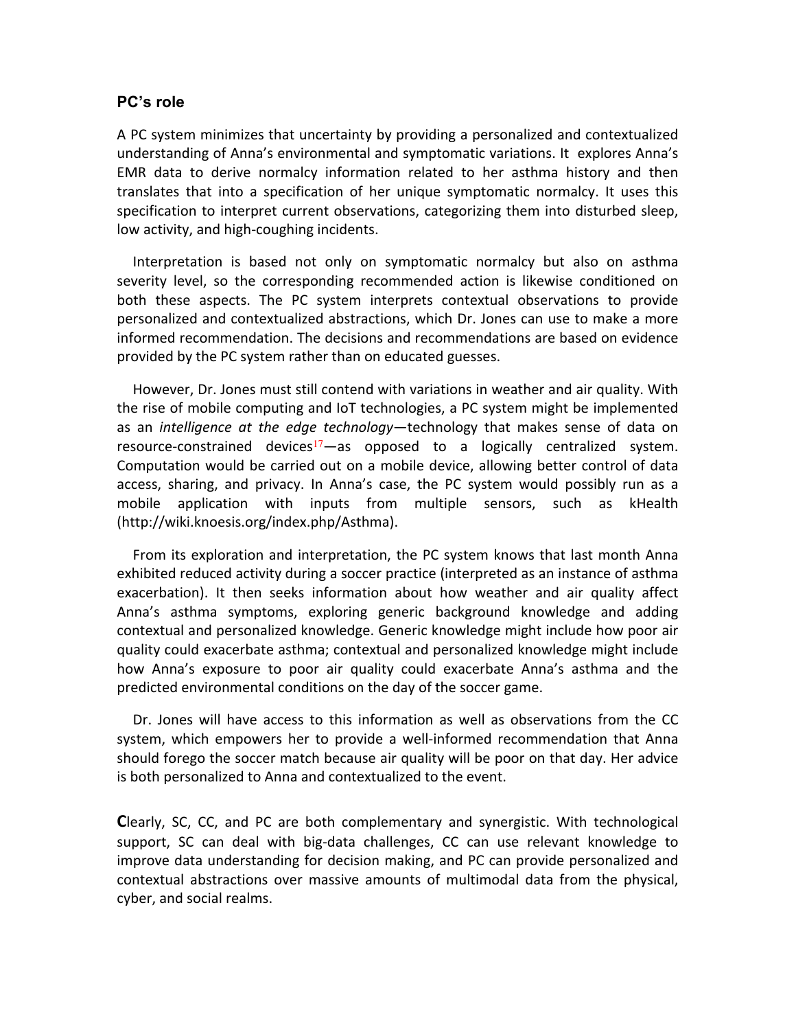### PC's role

A PC system minimizes that uncertainty by providing a personalized and contextualized understanding of Anna's environmental and symptomatic variations. It explores Anna's EMR data to derive normalcy information related to her asthma history and then translates that into a specification of her unique symptomatic normalcy. It uses this specification to interpret current observations, categorizing them into disturbed sleep, low activity, and high-coughing incidents.

Interpretation is based not only on symptomatic normalcy but also on asthma severity level, so the corresponding recommended action is likewise conditioned on both these aspects. The PC system interprets contextual observations to provide personalized and contextualized abstractions, which Dr. Jones can use to make a more informed recommendation. The decisions and recommendations are based on evidence provided by the PC system rather than on educated guesses.

However, Dr. Jones must still contend with variations in weather and air quality. With the rise of mobile computing and IoT technologies, a PC system might be implemented as an *intelligence at the edge technology*—technology that makes sense of data on resource-constrained devices[17]—as opposed to a logically centralized system. Computation would be carried out on a mobile device, allowing better control of data access, sharing, and privacy. In Anna's case, the PC system would possibly run as a mobile application with inputs from multiple sensors, such as kHealth (http://wiki.knoesis.org/index.php/Asthma).

From its exploration and interpretation, the PC system knows that last month Anna exhibited reduced activity during a soccer practice (interpreted as an instance of asthma exacerbation). It then seeks information about how weather and air quality affect Anna's asthma symptoms, exploring generic background knowledge and adding contextual and personalized knowledge. Generic knowledge might include how poor air quality could exacerbate asthma; contextual and personalized knowledge might include how Anna's exposure to poor air quality could exacerbate Anna's asthma and the predicted environmental conditions on the day of the soccer game.

Dr. Jones will have access to this information as well as observations from the CC system, which empowers her to provide a well-informed recommendation that Anna should forego the soccer match because air quality will be poor on that day. Her advice is both personalized to Anna and contextualized to the event.

**C**learly, SC, CC, and PC are both complementary and synergistic. With technological support, SC can deal with big-data challenges, CC can use relevant knowledge to improve data understanding for decision making, and PC can provide personalized and contextual abstractions over massive amounts of multimodal data from the physical, cyber, and social realms.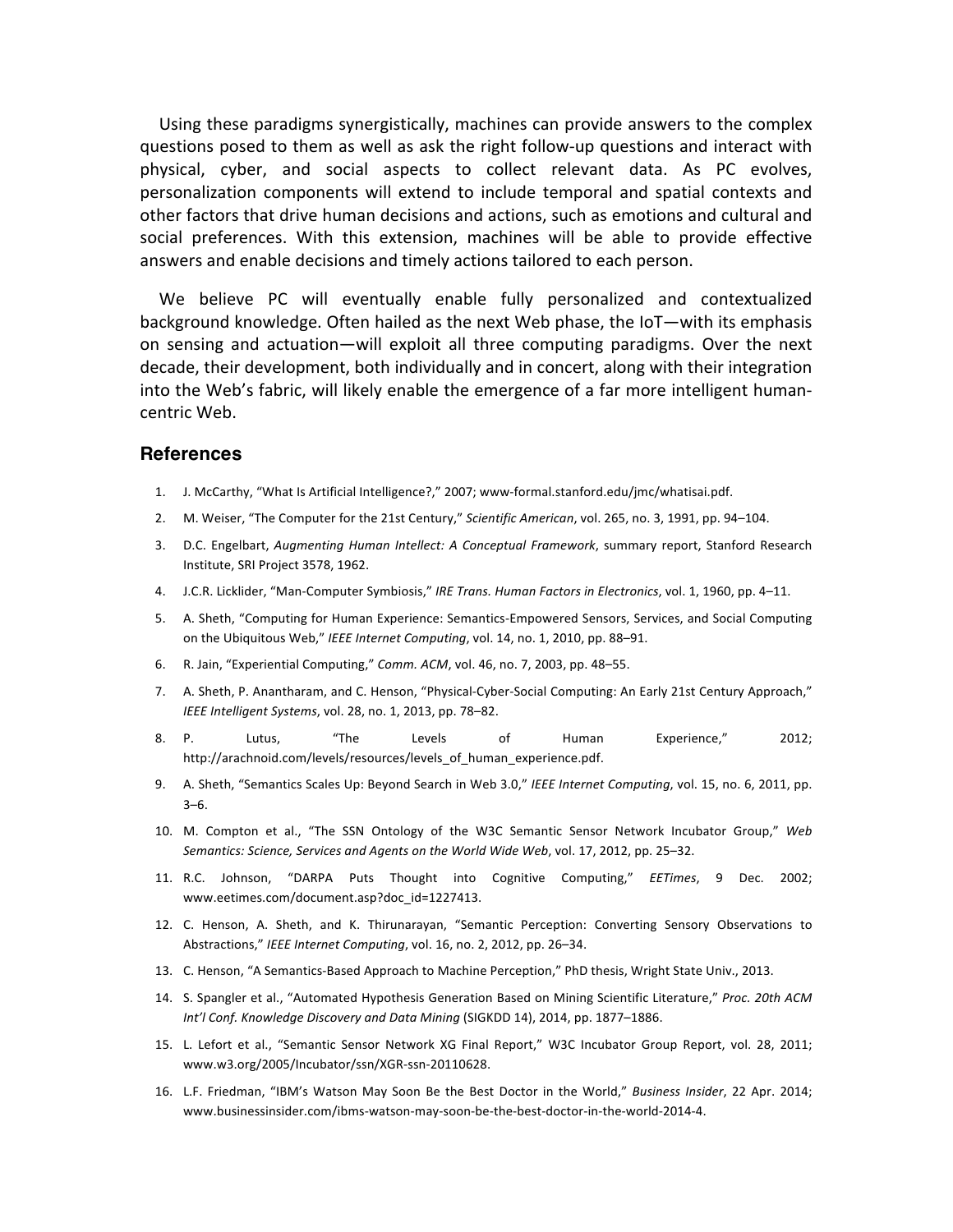Using these paradigms synergistically, machines can provide answers to the complex questions posed to them as well as ask the right follow-up questions and interact with physical, cyber, and social aspects to collect relevant data. As PC evolves, personalization components will extend to include temporal and spatial contexts and other factors that drive human decisions and actions, such as emotions and cultural and social preferences. With this extension, machines will be able to provide effective answers and enable decisions and timely actions tailored to each person.

We believe PC will eventually enable fully personalized and contextualized background knowledge. Often hailed as the next Web phase, the IoT—with its emphasis on sensing and actuation—will exploit all three computing paradigms. Over the next decade, their development, both individually and in concert, along with their integration into the Web's fabric, will likely enable the emergence of a far more intelligent human-centric Web.

## References

1. J. McCarthy, "What Is Artificial Intelligence?," 2007; www-formal.stanford.edu/jmc/whatisai.pdf.
2. M. Weiser, "The Computer for the 21st Century," *Scientific American*, vol. 265, no. 3, 1991, pp. 94–104.
3. D.C. Engelbart, *Augmenting Human Intellect: A Conceptual Framework*, summary report, Stanford Research Institute, SRI Project 3578, 1962.
4. J.C.R. Licklider, "Man-Computer Symbiosis," *IRE Trans. Human Factors in Electronics*, vol. 1, 1960, pp. 4–11.
5. A. Sheth, "Computing for Human Experience: Semantics-Empowered Sensors, Services, and Social Computing on the Ubiquitous Web," *IEEE Internet Computing*, vol. 14, no. 1, 2010, pp. 88–91.
6. R. Jain, "Experiential Computing," *Comm. ACM*, vol. 46, no. 7, 2003, pp. 48–55.
7. A. Sheth, P. Anantharam, and C. Henson, "Physical-Cyber-Social Computing: An Early 21st Century Approach," *IEEE Intelligent Systems*, vol. 28, no. 1, 2013, pp. 78–82.
8. P. Lutus, "The Levels of Human Experience," 2012; http://arachnoid.com/levels/resources/levels_of_human_experience.pdf.
9. A. Sheth, "Semantics Scales Up: Beyond Search in Web 3.0," *IEEE Internet Computing*, vol. 15, no. 6, 2011, pp. 3–6.
10. M. Compton et al., "The SSN Ontology of the W3C Semantic Sensor Network Incubator Group," *Web Semantics: Science, Services and Agents on the World Wide Web*, vol. 17, 2012, pp. 25–32.
11. R.C. Johnson, "DARPA Puts Thought into Cognitive Computing," *EETimes*, 9 Dec. 2002; www.eetimes.com/document.asp?doc_id=1227413.
12. C. Henson, A. Sheth, and K. Thirunarayan, "Semantic Perception: Converting Sensory Observations to Abstractions," *IEEE Internet Computing*, vol. 16, no. 2, 2012, pp. 26–34.
13. C. Henson, "A Semantics-Based Approach to Machine Perception," PhD thesis, Wright State Univ., 2013.
14. S. Spangler et al., "Automated Hypothesis Generation Based on Mining Scientific Literature," *Proc. 20th ACM Int'l Conf. Knowledge Discovery and Data Mining* (SIGKDD 14), 2014, pp. 1877–1886.
15. L. Lefort et al., "Semantic Sensor Network XG Final Report," W3C Incubator Group Report, vol. 28, 2011; www.w3.org/2005/Incubator/ssn/XGR-ssn-20110628.
16. L.F. Friedman, "IBM's Watson May Soon Be the Best Doctor in the World," *Business Insider*, 22 Apr. 2014; www.businessinsider.com/ibms-watson-may-soon-be-the-best-doctor-in-the-world-2014-4.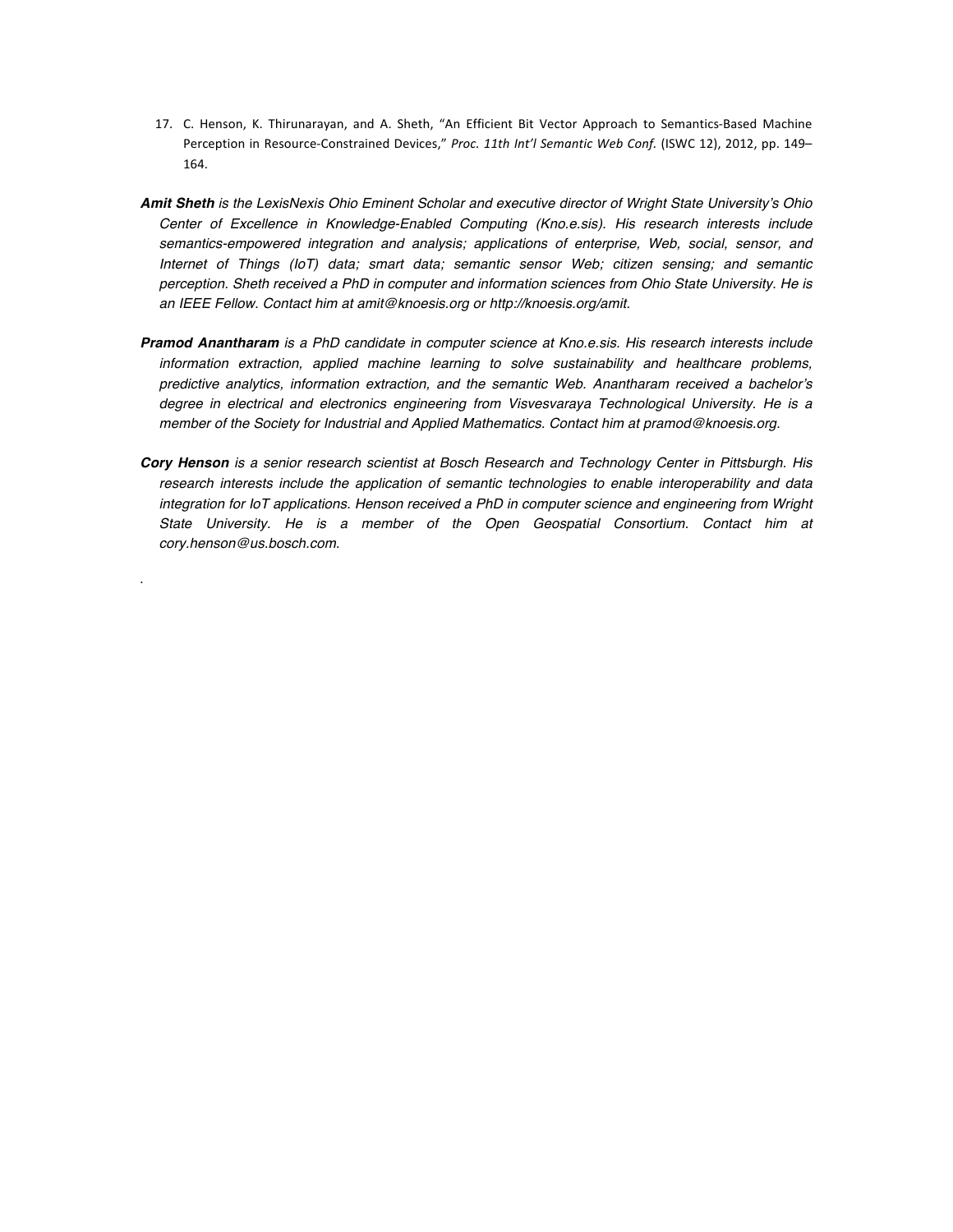17. C. Henson, K. Thirunarayan, and A. Sheth, "An Efficient Bit Vector Approach to Semantics-Based Machine Perception in Resource-Constrained Devices," *Proc. 11th Int'l Semantic Web Conf.* (ISWC 12), 2012, pp. 149–164.

***Amit Sheth*** *is the LexisNexis Ohio Eminent Scholar and executive director of Wright State University's Ohio Center of Excellence in Knowledge-Enabled Computing (Kno.e.sis). His research interests include semantics-empowered integration and analysis; applications of enterprise, Web, social, sensor, and Internet of Things (IoT) data; smart data; semantic sensor Web; citizen sensing; and semantic perception. Sheth received a PhD in computer and information sciences from Ohio State University. He is an IEEE Fellow. Contact him at amit@knoesis.org or http://knoesis.org/amit.*

***Pramod Anantharam*** *is a PhD candidate in computer science at Kno.e.sis. His research interests include information extraction, applied machine learning to solve sustainability and healthcare problems, predictive analytics, information extraction, and the semantic Web. Anantharam received a bachelor's degree in electrical and electronics engineering from Visvesvaraya Technological University. He is a member of the Society for Industrial and Applied Mathematics. Contact him at pramod@knoesis.org.*

***Cory Henson*** *is a senior research scientist at Bosch Research and Technology Center in Pittsburgh. His research interests include the application of semantic technologies to enable interoperability and data integration for IoT applications. Henson received a PhD in computer science and engineering from Wright State University. He is a member of the Open Geospatial Consortium. Contact him at cory.henson@us.bosch.com.*

.